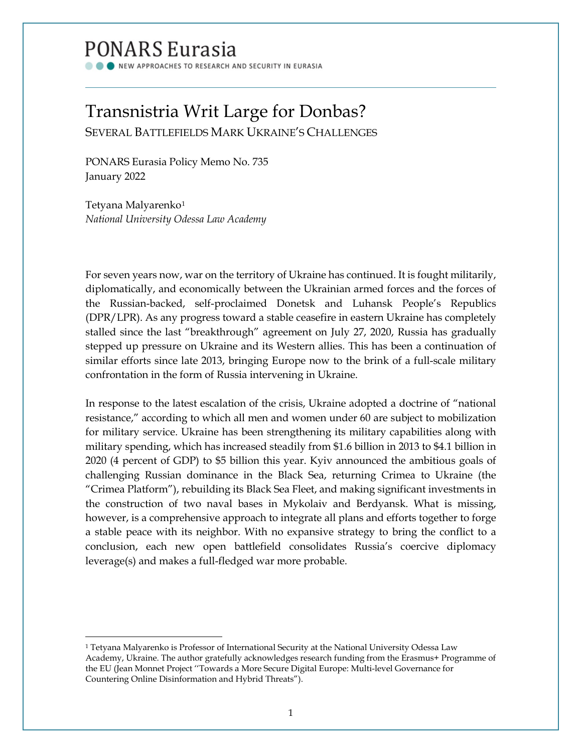# PONARS Eurasia

NEW APPROACHES TO RESEARCH AND SECURITY IN EURASIA

# Transnistria Writ Large for Donbas?

## Several Battlefields Mark Ukraine's Challenges

PONARS Eurasia Policy Memo No. 735
January 2022

Tetyana Malyarenko[1]
*National University Odessa Law Academy*

For seven years now, war on the territory of Ukraine has continued. It is fought militarily, diplomatically, and economically between the Ukrainian armed forces and the forces of the Russian-backed, self-proclaimed Donetsk and Luhansk People's Republics (DPR/LPR). As any progress toward a stable ceasefire in eastern Ukraine has completely stalled since the last "breakthrough" agreement on July 27, 2020, Russia has gradually stepped up pressure on Ukraine and its Western allies. This has been a continuation of similar efforts since late 2013, bringing Europe now to the brink of a full-scale military confrontation in the form of Russia intervening in Ukraine.

In response to the latest escalation of the crisis, Ukraine adopted a doctrine of "national resistance," according to which all men and women under 60 are subject to mobilization for military service. Ukraine has been strengthening its military capabilities along with military spending, which has increased steadily from $1.6 billion in 2013 to $4.1 billion in 2020 (4 percent of GDP) to $5 billion this year. Kyiv announced the ambitious goals of challenging Russian dominance in the Black Sea, returning Crimea to Ukraine (the "Crimea Platform"), rebuilding its Black Sea Fleet, and making significant investments in the construction of two naval bases in Mykolaiv and Berdyansk. What is missing, however, is a comprehensive approach to integrate all plans and efforts together to forge a stable peace with its neighbor. With no expansive strategy to bring the conflict to a conclusion, each new open battlefield consolidates Russia's coercive diplomacy leverage(s) and makes a full-fledged war more probable.

---

[1] Tetyana Malyarenko is Professor of International Security at the National University Odessa Law Academy, Ukraine. The author gratefully acknowledges research funding from the Erasmus+ Programme of the EU (Jean Monnet Project "Towards a More Secure Digital Europe: Multi-level Governance for Countering Online Disinformation and Hybrid Threats").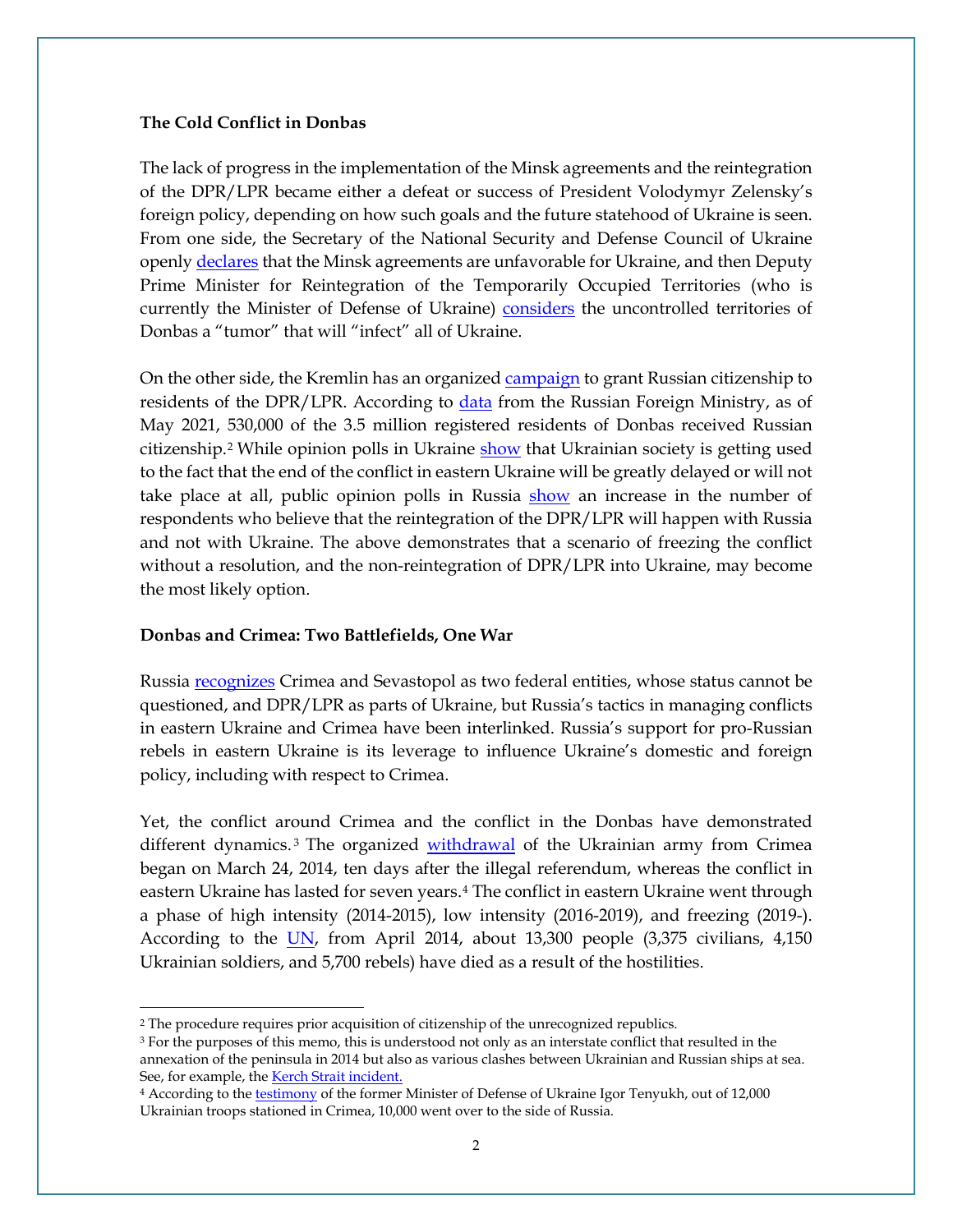**The Cold Conflict in Donbas**

The lack of progress in the implementation of the Minsk agreements and the reintegration of the DPR/LPR became either a defeat or success of President Volodymyr Zelensky's foreign policy, depending on how such goals and the future statehood of Ukraine is seen. From one side, the Secretary of the National Security and Defense Council of Ukraine openly declares that the Minsk agreements are unfavorable for Ukraine, and then Deputy Prime Minister for Reintegration of the Temporarily Occupied Territories (who is currently the Minister of Defense of Ukraine) considers the uncontrolled territories of Donbas a "tumor" that will "infect" all of Ukraine.

On the other side, the Kremlin has an organized campaign to grant Russian citizenship to residents of the DPR/LPR. According to data from the Russian Foreign Ministry, as of May 2021, 530,000 of the 3.5 million registered residents of Donbas received Russian citizenship.[2] While opinion polls in Ukraine show that Ukrainian society is getting used to the fact that the end of the conflict in eastern Ukraine will be greatly delayed or will not take place at all, public opinion polls in Russia show an increase in the number of respondents who believe that the reintegration of the DPR/LPR will happen with Russia and not with Ukraine. The above demonstrates that a scenario of freezing the conflict without a resolution, and the non-reintegration of DPR/LPR into Ukraine, may become the most likely option.

**Donbas and Crimea: Two Battlefields, One War**

Russia recognizes Crimea and Sevastopol as two federal entities, whose status cannot be questioned, and DPR/LPR as parts of Ukraine, but Russia's tactics in managing conflicts in eastern Ukraine and Crimea have been interlinked. Russia's support for pro-Russian rebels in eastern Ukraine is its leverage to influence Ukraine's domestic and foreign policy, including with respect to Crimea.

Yet, the conflict around Crimea and the conflict in the Donbas have demonstrated different dynamics.[3] The organized withdrawal of the Ukrainian army from Crimea began on March 24, 2014, ten days after the illegal referendum, whereas the conflict in eastern Ukraine has lasted for seven years.[4] The conflict in eastern Ukraine went through a phase of high intensity (2014-2015), low intensity (2016-2019), and freezing (2019-). According to the UN, from April 2014, about 13,300 people (3,375 civilians, 4,150 Ukrainian soldiers, and 5,700 rebels) have died as a result of the hostilities.

---

[2] The procedure requires prior acquisition of citizenship of the unrecognized republics.

[3] For the purposes of this memo, this is understood not only as an interstate conflict that resulted in the annexation of the peninsula in 2014 but also as various clashes between Ukrainian and Russian ships at sea. See, for example, the Kerch Strait incident.

[4] According to the testimony of the former Minister of Defense of Ukraine Igor Tenyukh, out of 12,000 Ukrainian troops stationed in Crimea, 10,000 went over to the side of Russia.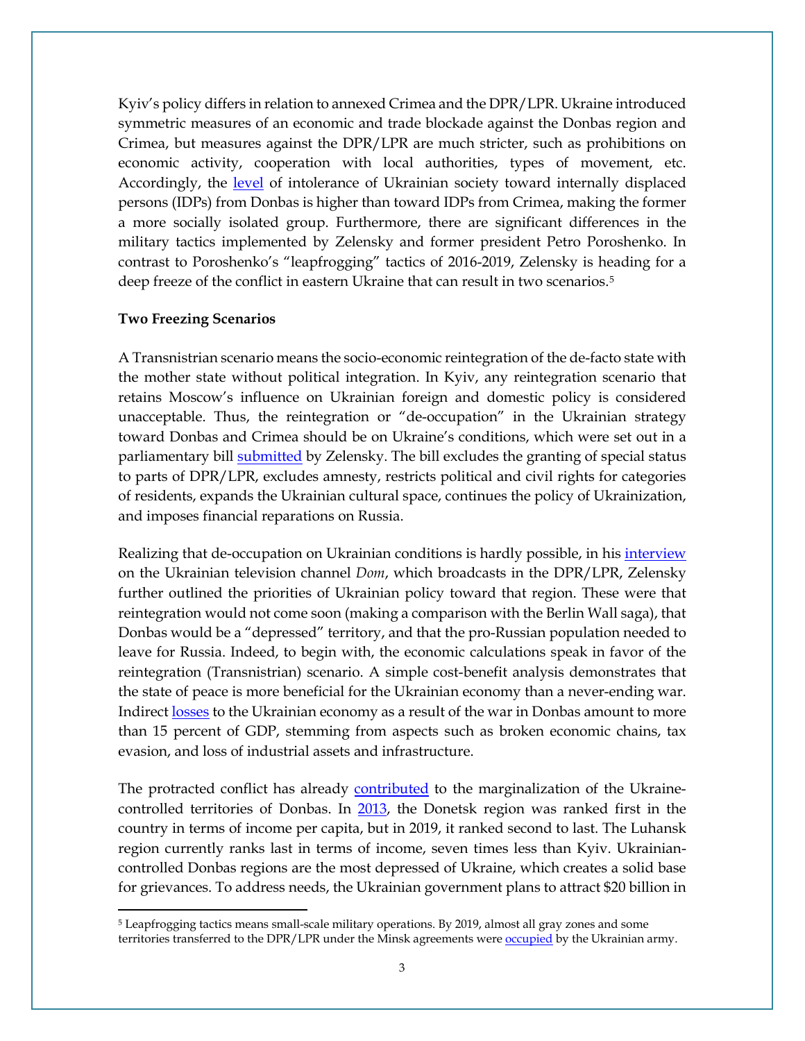Kyiv's policy differs in relation to annexed Crimea and the DPR/LPR. Ukraine introduced symmetric measures of an economic and trade blockade against the Donbas region and Crimea, but measures against the DPR/LPR are much stricter, such as prohibitions on economic activity, cooperation with local authorities, types of movement, etc. Accordingly, the level of intolerance of Ukrainian society toward internally displaced persons (IDPs) from Donbas is higher than toward IDPs from Crimea, making the former a more socially isolated group. Furthermore, there are significant differences in the military tactics implemented by Zelensky and former president Petro Poroshenko. In contrast to Poroshenko's "leapfrogging" tactics of 2016-2019, Zelensky is heading for a deep freeze of the conflict in eastern Ukraine that can result in two scenarios.[5]

**Two Freezing Scenarios**

A Transnistrian scenario means the socio-economic reintegration of the de-facto state with the mother state without political integration. In Kyiv, any reintegration scenario that retains Moscow's influence on Ukrainian foreign and domestic policy is considered unacceptable. Thus, the reintegration or "de-occupation" in the Ukrainian strategy toward Donbas and Crimea should be on Ukraine's conditions, which were set out in a parliamentary bill submitted by Zelensky. The bill excludes the granting of special status to parts of DPR/LPR, excludes amnesty, restricts political and civil rights for categories of residents, expands the Ukrainian cultural space, continues the policy of Ukrainization, and imposes financial reparations on Russia.

Realizing that de-occupation on Ukrainian conditions is hardly possible, in his interview on the Ukrainian television channel *Dom*, which broadcasts in the DPR/LPR, Zelensky further outlined the priorities of Ukrainian policy toward that region. These were that reintegration would not come soon (making a comparison with the Berlin Wall saga), that Donbas would be a "depressed" territory, and that the pro-Russian population needed to leave for Russia. Indeed, to begin with, the economic calculations speak in favor of the reintegration (Transnistrian) scenario. A simple cost-benefit analysis demonstrates that the state of peace is more beneficial for the Ukrainian economy than a never-ending war. Indirect losses to the Ukrainian economy as a result of the war in Donbas amount to more than 15 percent of GDP, stemming from aspects such as broken economic chains, tax evasion, and loss of industrial assets and infrastructure.

The protracted conflict has already contributed to the marginalization of the Ukraine-controlled territories of Donbas. In 2013, the Donetsk region was ranked first in the country in terms of income per capita, but in 2019, it ranked second to last. The Luhansk region currently ranks last in terms of income, seven times less than Kyiv. Ukrainian-controlled Donbas regions are the most depressed of Ukraine, which creates a solid base for grievances. To address needs, the Ukrainian government plans to attract $20 billion in

[5] Leapfrogging tactics means small-scale military operations. By 2019, almost all gray zones and some territories transferred to the DPR/LPR under the Minsk agreements were occupied by the Ukrainian army.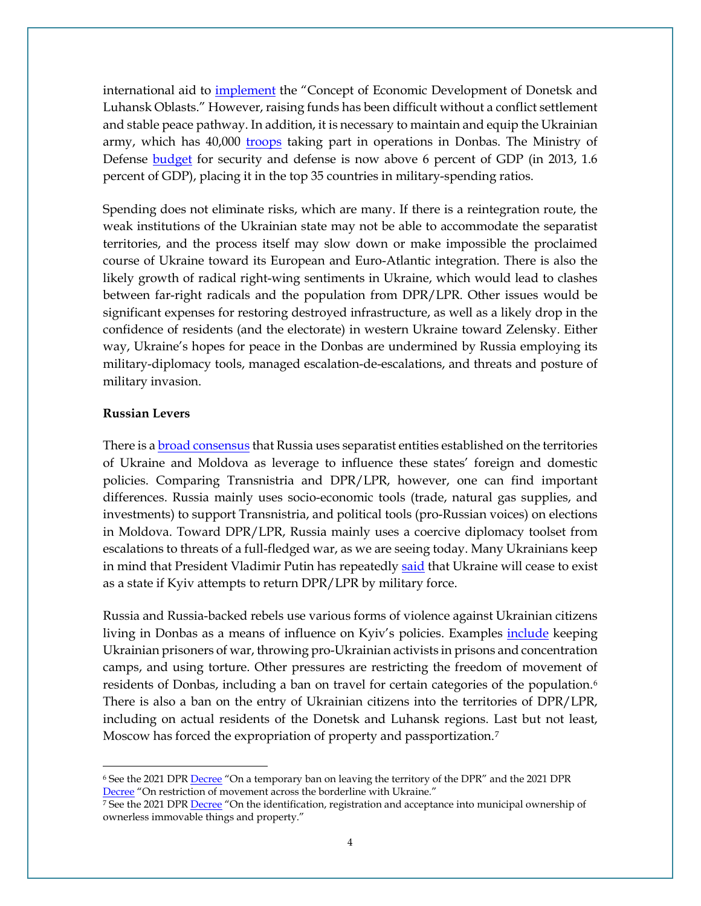international aid to implement the "Concept of Economic Development of Donetsk and Luhansk Oblasts." However, raising funds has been difficult without a conflict settlement and stable peace pathway. In addition, it is necessary to maintain and equip the Ukrainian army, which has 40,000 troops taking part in operations in Donbas. The Ministry of Defense budget for security and defense is now above 6 percent of GDP (in 2013, 1.6 percent of GDP), placing it in the top 35 countries in military-spending ratios.

Spending does not eliminate risks, which are many. If there is a reintegration route, the weak institutions of the Ukrainian state may not be able to accommodate the separatist territories, and the process itself may slow down or make impossible the proclaimed course of Ukraine toward its European and Euro-Atlantic integration. There is also the likely growth of radical right-wing sentiments in Ukraine, which would lead to clashes between far-right radicals and the population from DPR/LPR. Other issues would be significant expenses for restoring destroyed infrastructure, as well as a likely drop in the confidence of residents (and the electorate) in western Ukraine toward Zelensky. Either way, Ukraine's hopes for peace in the Donbas are undermined by Russia employing its military-diplomacy tools, managed escalation-de-escalations, and threats and posture of military invasion.

**Russian Levers**

There is a broad consensus that Russia uses separatist entities established on the territories of Ukraine and Moldova as leverage to influence these states' foreign and domestic policies. Comparing Transnistria and DPR/LPR, however, one can find important differences. Russia mainly uses socio-economic tools (trade, natural gas supplies, and investments) to support Transnistria, and political tools (pro-Russian voices) on elections in Moldova. Toward DPR/LPR, Russia mainly uses a coercive diplomacy toolset from escalations to threats of a full-fledged war, as we are seeing today. Many Ukrainians keep in mind that President Vladimir Putin has repeatedly said that Ukraine will cease to exist as a state if Kyiv attempts to return DPR/LPR by military force.

Russia and Russia-backed rebels use various forms of violence against Ukrainian citizens living in Donbas as a means of influence on Kyiv's policies. Examples include keeping Ukrainian prisoners of war, throwing pro-Ukrainian activists in prisons and concentration camps, and using torture. Other pressures are restricting the freedom of movement of residents of Donbas, including a ban on travel for certain categories of the population.[6] There is also a ban on the entry of Ukrainian citizens into the territories of DPR/LPR, including on actual residents of the Donetsk and Luhansk regions. Last but not least, Moscow has forced the expropriation of property and passportization.[7]

---

[6] See the 2021 DPR Decree "On a temporary ban on leaving the territory of the DPR" and the 2021 DPR Decree "On restriction of movement across the borderline with Ukraine."

[7] See the 2021 DPR Decree "On the identification, registration and acceptance into municipal ownership of ownerless immovable things and property."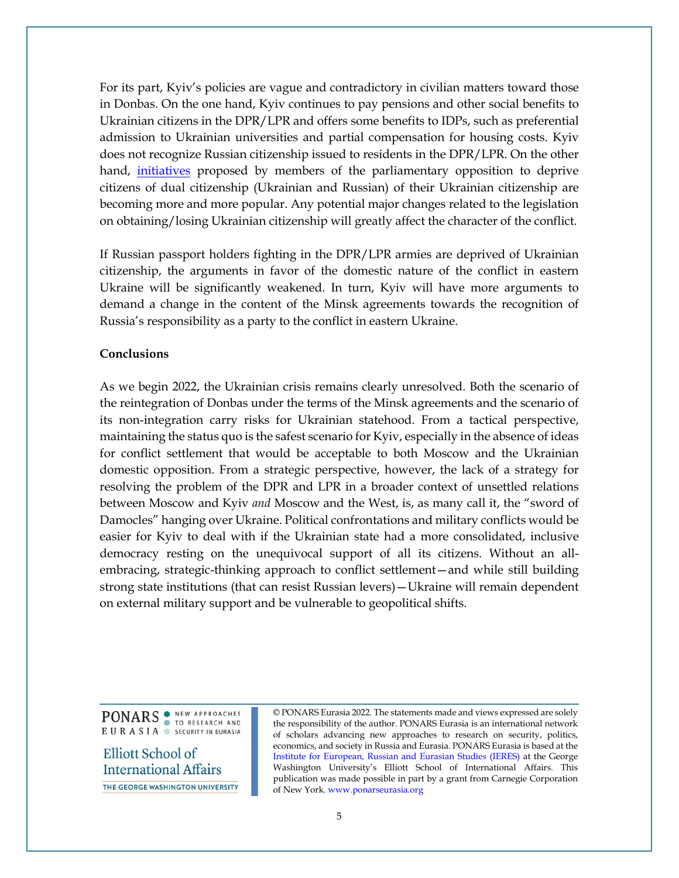For its part, Kyiv's policies are vague and contradictory in civilian matters toward those in Donbas. On the one hand, Kyiv continues to pay pensions and other social benefits to Ukrainian citizens in the DPR/LPR and offers some benefits to IDPs, such as preferential admission to Ukrainian universities and partial compensation for housing costs. Kyiv does not recognize Russian citizenship issued to residents in the DPR/LPR. On the other hand, initiatives proposed by members of the parliamentary opposition to deprive citizens of dual citizenship (Ukrainian and Russian) of their Ukrainian citizenship are becoming more and more popular. Any potential major changes related to the legislation on obtaining/losing Ukrainian citizenship will greatly affect the character of the conflict.

If Russian passport holders fighting in the DPR/LPR armies are deprived of Ukrainian citizenship, the arguments in favor of the domestic nature of the conflict in eastern Ukraine will be significantly weakened. In turn, Kyiv will have more arguments to demand a change in the content of the Minsk agreements towards the recognition of Russia's responsibility as a party to the conflict in eastern Ukraine.

**Conclusions**

As we begin 2022, the Ukrainian crisis remains clearly unresolved. Both the scenario of the reintegration of Donbas under the terms of the Minsk agreements and the scenario of its non-integration carry risks for Ukrainian statehood. From a tactical perspective, maintaining the status quo is the safest scenario for Kyiv, especially in the absence of ideas for conflict settlement that would be acceptable to both Moscow and the Ukrainian domestic opposition. From a strategic perspective, however, the lack of a strategy for resolving the problem of the DPR and LPR in a broader context of unsettled relations between Moscow and Kyiv *and* Moscow and the West, is, as many call it, the "sword of Damocles" hanging over Ukraine. Political confrontations and military conflicts would be easier for Kyiv to deal with if the Ukrainian state had a more consolidated, inclusive democracy resting on the unequivocal support of all its citizens. Without an all-embracing, strategic-thinking approach to conflict settlement—and while still building strong state institutions (that can resist Russian levers)—Ukraine will remain dependent on external military support and be vulnerable to geopolitical shifts.

PONARS EURASIA — NEW APPROACHES TO RESEARCH AND SECURITY IN EURASIA

Elliott School of International Affairs
THE GEORGE WASHINGTON UNIVERSITY

© PONARS Eurasia 2022. The statements made and views expressed are solely the responsibility of the author. PONARS Eurasia is an international network of scholars advancing new approaches to research on security, politics, economics, and society in Russia and Eurasia. PONARS Eurasia is based at the Institute for European, Russian and Eurasian Studies (IERES) at the George Washington University's Elliott School of International Affairs. This publication was made possible in part by a grant from Carnegie Corporation of New York. www.ponarseurasia.org